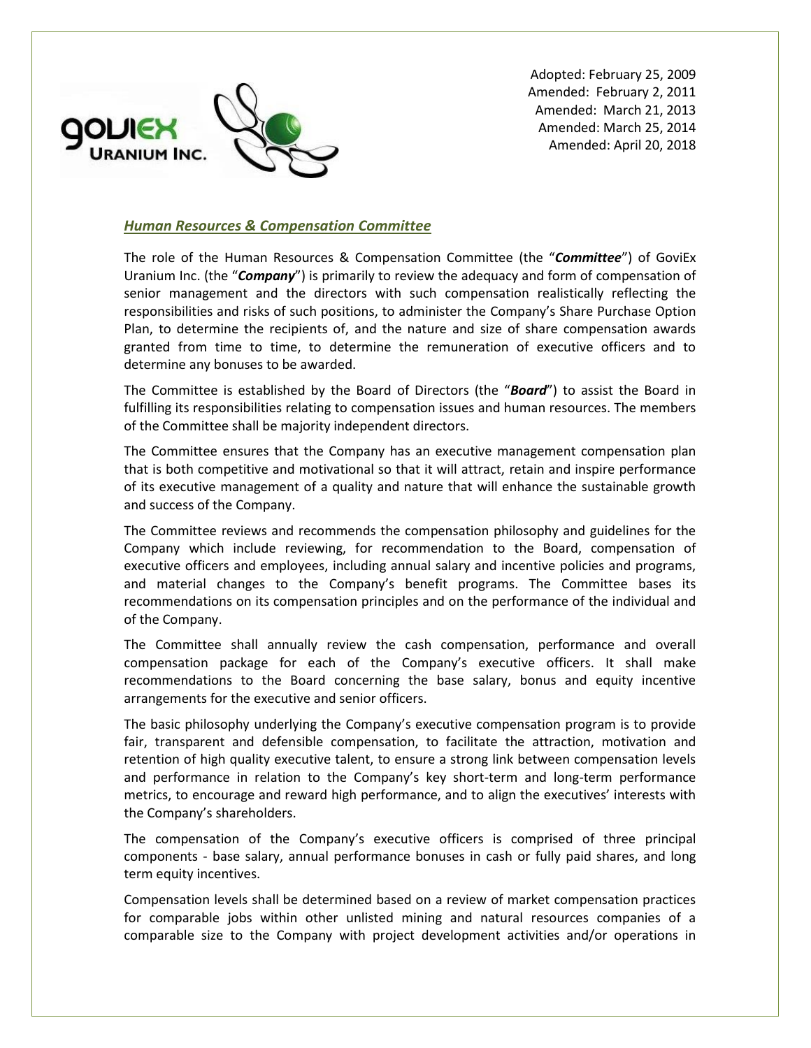GoviEx Uranium Inc.

Adopted: February 25, 2009
Amended: February 2, 2011
Amended: March 21, 2013
Amended: March 25, 2014
Amended: April 20, 2018

## ***Human Resources & Compensation Committee***

The role of the Human Resources & Compensation Committee (the "***Committee***") of GoviEx Uranium Inc. (the "***Company***") is primarily to review the adequacy and form of compensation of senior management and the directors with such compensation realistically reflecting the responsibilities and risks of such positions, to administer the Company's Share Purchase Option Plan, to determine the recipients of, and the nature and size of share compensation awards granted from time to time, to determine the remuneration of executive officers and to determine any bonuses to be awarded.

The Committee is established by the Board of Directors (the "***Board***") to assist the Board in fulfilling its responsibilities relating to compensation issues and human resources. The members of the Committee shall be majority independent directors.

The Committee ensures that the Company has an executive management compensation plan that is both competitive and motivational so that it will attract, retain and inspire performance of its executive management of a quality and nature that will enhance the sustainable growth and success of the Company.

The Committee reviews and recommends the compensation philosophy and guidelines for the Company which include reviewing, for recommendation to the Board, compensation of executive officers and employees, including annual salary and incentive policies and programs, and material changes to the Company's benefit programs. The Committee bases its recommendations on its compensation principles and on the performance of the individual and of the Company.

The Committee shall annually review the cash compensation, performance and overall compensation package for each of the Company's executive officers. It shall make recommendations to the Board concerning the base salary, bonus and equity incentive arrangements for the executive and senior officers.

The basic philosophy underlying the Company's executive compensation program is to provide fair, transparent and defensible compensation, to facilitate the attraction, motivation and retention of high quality executive talent, to ensure a strong link between compensation levels and performance in relation to the Company's key short-term and long-term performance metrics, to encourage and reward high performance, and to align the executives' interests with the Company's shareholders.

The compensation of the Company's executive officers is comprised of three principal components - base salary, annual performance bonuses in cash or fully paid shares, and long term equity incentives.

Compensation levels shall be determined based on a review of market compensation practices for comparable jobs within other unlisted mining and natural resources companies of a comparable size to the Company with project development activities and/or operations in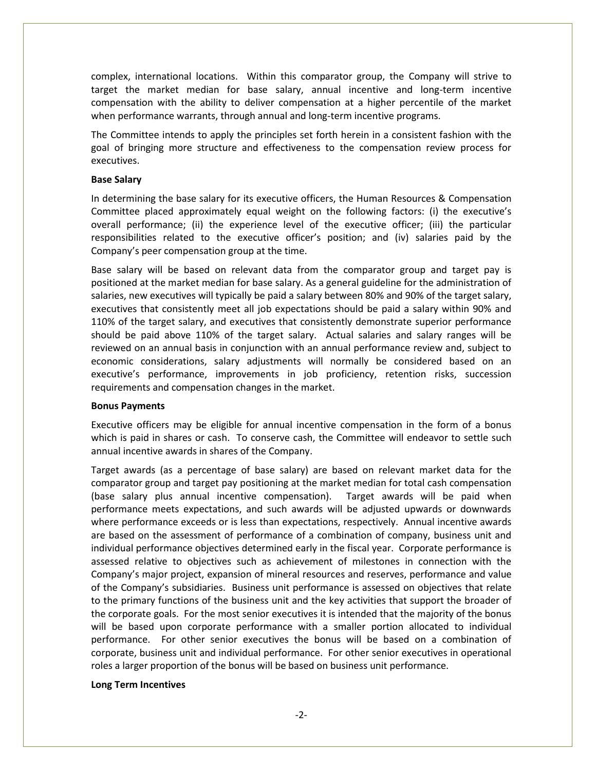complex, international locations. Within this comparator group, the Company will strive to target the market median for base salary, annual incentive and long-term incentive compensation with the ability to deliver compensation at a higher percentile of the market when performance warrants, through annual and long-term incentive programs.

The Committee intends to apply the principles set forth herein in a consistent fashion with the goal of bringing more structure and effectiveness to the compensation review process for executives.

**Base Salary**

In determining the base salary for its executive officers, the Human Resources & Compensation Committee placed approximately equal weight on the following factors: (i) the executive's overall performance; (ii) the experience level of the executive officer; (iii) the particular responsibilities related to the executive officer's position; and (iv) salaries paid by the Company's peer compensation group at the time.

Base salary will be based on relevant data from the comparator group and target pay is positioned at the market median for base salary. As a general guideline for the administration of salaries, new executives will typically be paid a salary between 80% and 90% of the target salary, executives that consistently meet all job expectations should be paid a salary within 90% and 110% of the target salary, and executives that consistently demonstrate superior performance should be paid above 110% of the target salary. Actual salaries and salary ranges will be reviewed on an annual basis in conjunction with an annual performance review and, subject to economic considerations, salary adjustments will normally be considered based on an executive's performance, improvements in job proficiency, retention risks, succession requirements and compensation changes in the market.

**Bonus Payments**

Executive officers may be eligible for annual incentive compensation in the form of a bonus which is paid in shares or cash. To conserve cash, the Committee will endeavor to settle such annual incentive awards in shares of the Company.

Target awards (as a percentage of base salary) are based on relevant market data for the comparator group and target pay positioning at the market median for total cash compensation (base salary plus annual incentive compensation). Target awards will be paid when performance meets expectations, and such awards will be adjusted upwards or downwards where performance exceeds or is less than expectations, respectively. Annual incentive awards are based on the assessment of performance of a combination of company, business unit and individual performance objectives determined early in the fiscal year. Corporate performance is assessed relative to objectives such as achievement of milestones in connection with the Company's major project, expansion of mineral resources and reserves, performance and value of the Company's subsidiaries. Business unit performance is assessed on objectives that relate to the primary functions of the business unit and the key activities that support the broader of the corporate goals. For the most senior executives it is intended that the majority of the bonus will be based upon corporate performance with a smaller portion allocated to individual performance. For other senior executives the bonus will be based on a combination of corporate, business unit and individual performance. For other senior executives in operational roles a larger proportion of the bonus will be based on business unit performance.

**Long Term Incentives**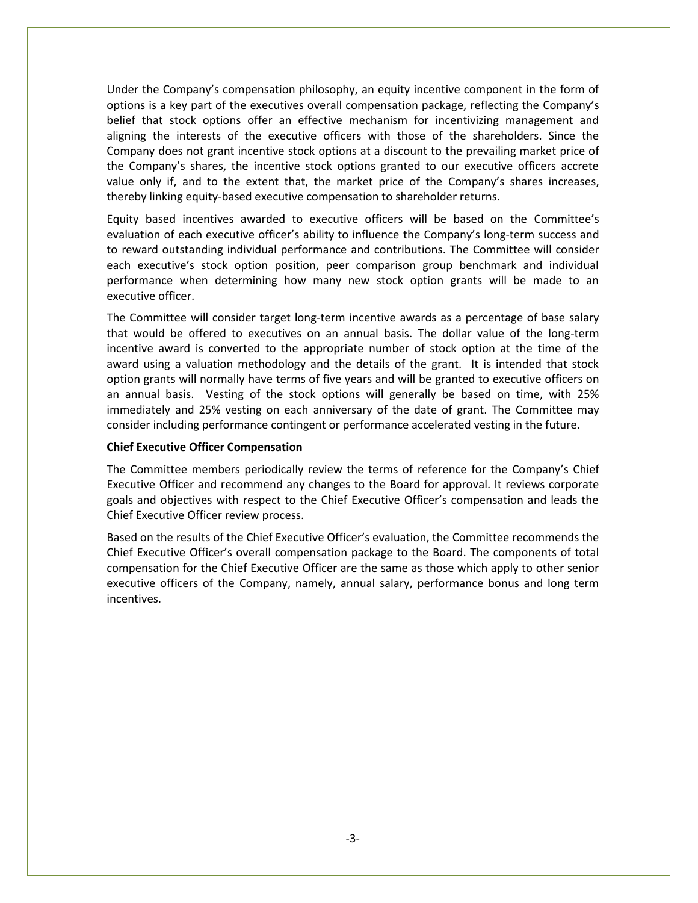Under the Company's compensation philosophy, an equity incentive component in the form of options is a key part of the executives overall compensation package, reflecting the Company's belief that stock options offer an effective mechanism for incentivizing management and aligning the interests of the executive officers with those of the shareholders. Since the Company does not grant incentive stock options at a discount to the prevailing market price of the Company's shares, the incentive stock options granted to our executive officers accrete value only if, and to the extent that, the market price of the Company's shares increases, thereby linking equity-based executive compensation to shareholder returns.

Equity based incentives awarded to executive officers will be based on the Committee's evaluation of each executive officer's ability to influence the Company's long-term success and to reward outstanding individual performance and contributions. The Committee will consider each executive's stock option position, peer comparison group benchmark and individual performance when determining how many new stock option grants will be made to an executive officer.

The Committee will consider target long-term incentive awards as a percentage of base salary that would be offered to executives on an annual basis. The dollar value of the long-term incentive award is converted to the appropriate number of stock option at the time of the award using a valuation methodology and the details of the grant. It is intended that stock option grants will normally have terms of five years and will be granted to executive officers on an annual basis. Vesting of the stock options will generally be based on time, with 25% immediately and 25% vesting on each anniversary of the date of grant. The Committee may consider including performance contingent or performance accelerated vesting in the future.

**Chief Executive Officer Compensation**

The Committee members periodically review the terms of reference for the Company's Chief Executive Officer and recommend any changes to the Board for approval. It reviews corporate goals and objectives with respect to the Chief Executive Officer's compensation and leads the Chief Executive Officer review process.

Based on the results of the Chief Executive Officer's evaluation, the Committee recommends the Chief Executive Officer's overall compensation package to the Board. The components of total compensation for the Chief Executive Officer are the same as those which apply to other senior executive officers of the Company, namely, annual salary, performance bonus and long term incentives.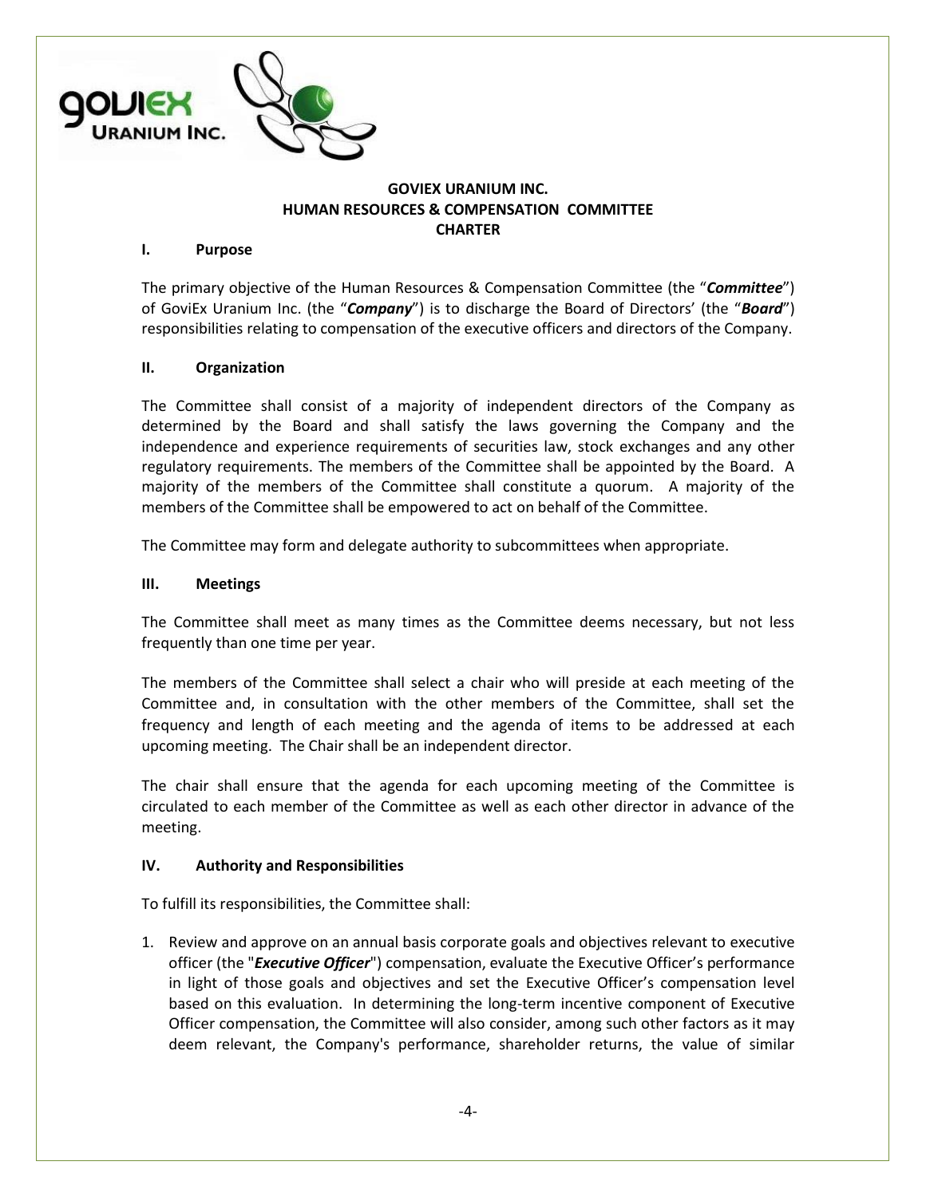# GOVIEX URANIUM INC.
# HUMAN RESOURCES & COMPENSATION COMMITTEE
# CHARTER

## I. Purpose

The primary objective of the Human Resources & Compensation Committee (the "***Committee***") of GoviEx Uranium Inc. (the "***Company***") is to discharge the Board of Directors' (the "***Board***") responsibilities relating to compensation of the executive officers and directors of the Company.

## II. Organization

The Committee shall consist of a majority of independent directors of the Company as determined by the Board and shall satisfy the laws governing the Company and the independence and experience requirements of securities law, stock exchanges and any other regulatory requirements. The members of the Committee shall be appointed by the Board. A majority of the members of the Committee shall constitute a quorum. A majority of the members of the Committee shall be empowered to act on behalf of the Committee.

The Committee may form and delegate authority to subcommittees when appropriate.

## III. Meetings

The Committee shall meet as many times as the Committee deems necessary, but not less frequently than one time per year.

The members of the Committee shall select a chair who will preside at each meeting of the Committee and, in consultation with the other members of the Committee, shall set the frequency and length of each meeting and the agenda of items to be addressed at each upcoming meeting. The Chair shall be an independent director.

The chair shall ensure that the agenda for each upcoming meeting of the Committee is circulated to each member of the Committee as well as each other director in advance of the meeting.

## IV. Authority and Responsibilities

To fulfill its responsibilities, the Committee shall:

1. Review and approve on an annual basis corporate goals and objectives relevant to executive officer (the "***Executive Officer***") compensation, evaluate the Executive Officer's performance in light of those goals and objectives and set the Executive Officer's compensation level based on this evaluation. In determining the long-term incentive component of Executive Officer compensation, the Committee will also consider, among such other factors as it may deem relevant, the Company's performance, shareholder returns, the value of similar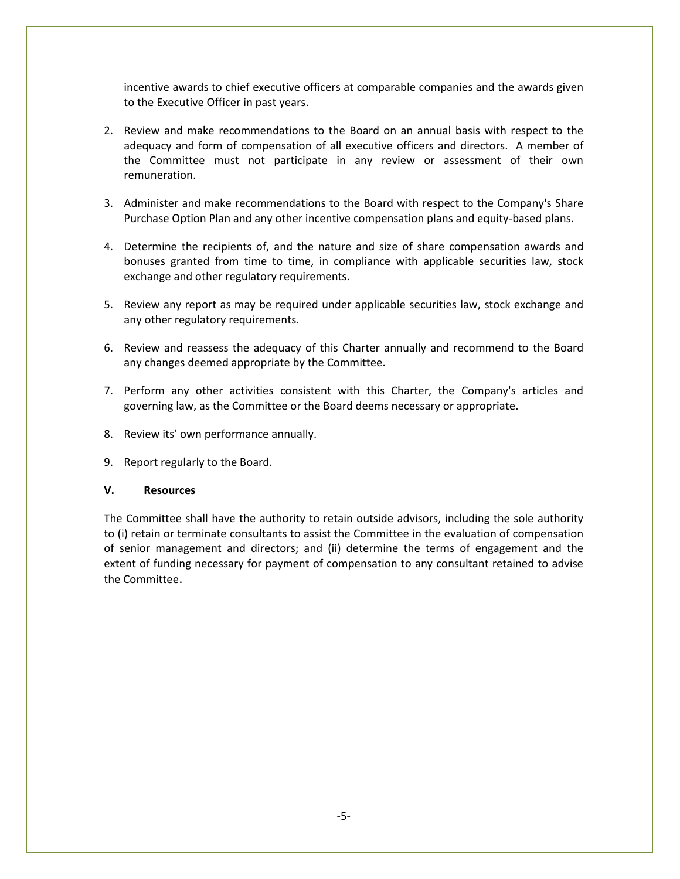incentive awards to chief executive officers at comparable companies and the awards given to the Executive Officer in past years.

2. Review and make recommendations to the Board on an annual basis with respect to the adequacy and form of compensation of all executive officers and directors. A member of the Committee must not participate in any review or assessment of their own remuneration.

3. Administer and make recommendations to the Board with respect to the Company's Share Purchase Option Plan and any other incentive compensation plans and equity-based plans.

4. Determine the recipients of, and the nature and size of share compensation awards and bonuses granted from time to time, in compliance with applicable securities law, stock exchange and other regulatory requirements.

5. Review any report as may be required under applicable securities law, stock exchange and any other regulatory requirements.

6. Review and reassess the adequacy of this Charter annually and recommend to the Board any changes deemed appropriate by the Committee.

7. Perform any other activities consistent with this Charter, the Company's articles and governing law, as the Committee or the Board deems necessary or appropriate.

8. Review its' own performance annually.

9. Report regularly to the Board.

## V. Resources

The Committee shall have the authority to retain outside advisors, including the sole authority to (i) retain or terminate consultants to assist the Committee in the evaluation of compensation of senior management and directors; and (ii) determine the terms of engagement and the extent of funding necessary for payment of compensation to any consultant retained to advise the Committee.